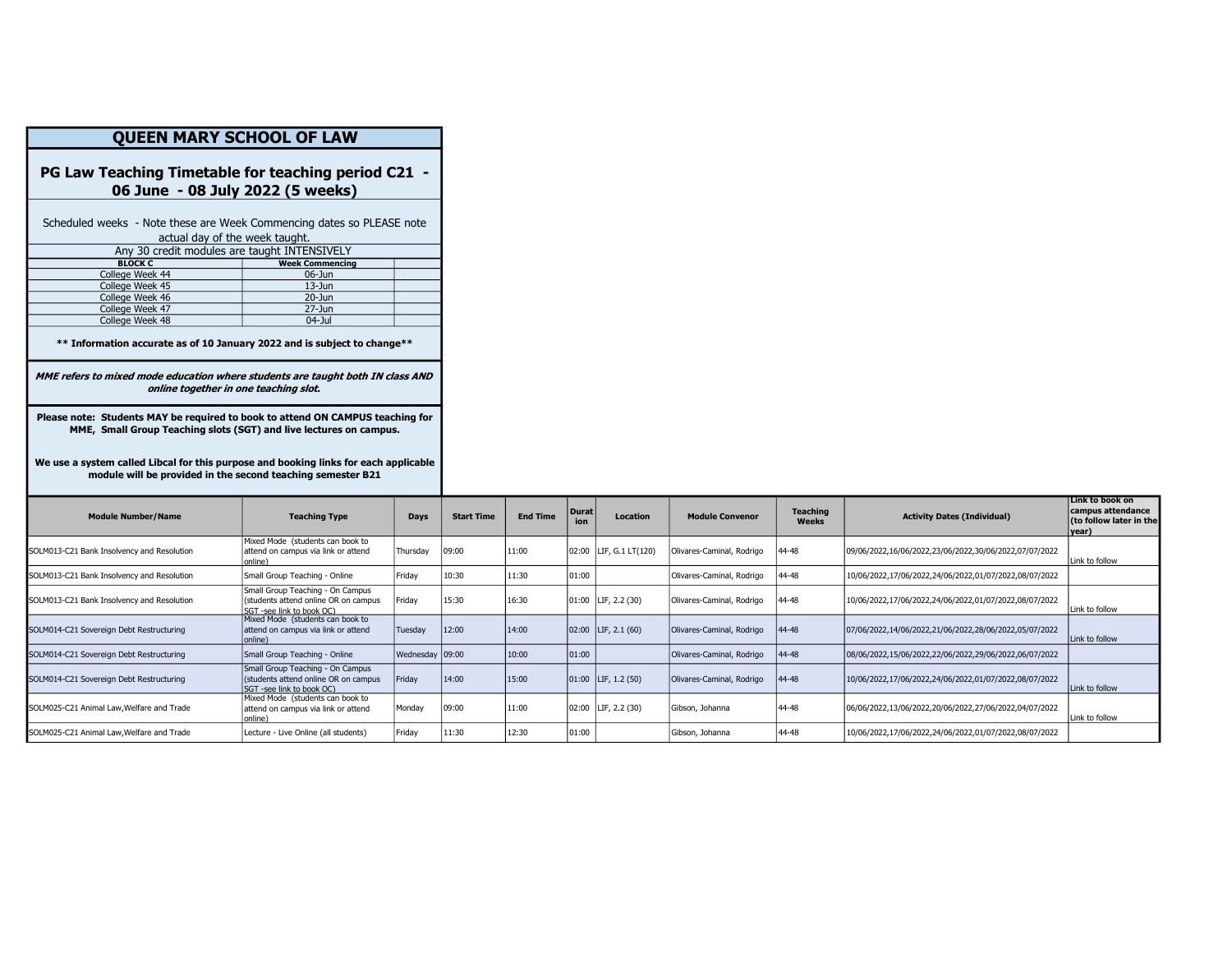# QUEEN MARY SCHOOL OF LAW

## PG Law Teaching Timetable for teaching period C21 - 06 June - 08 July 2022 (5 weeks)

Scheduled weeks - Note these are Week Commencing dates so PLEASE note actual day of the week taught.

Any 30 credit modules are taught INTENSIVELY

| BLOCK C | Week Commencing | |
|---|---|---|
| College Week 44 | 06-Jun | |
| College Week 45 | 13-Jun | |
| College Week 46 | 20-Jun | |
| College Week 47 | 27-Jun | |
| College Week 48 | 04-Jul | |

**\*\* Information accurate as of 10 January 2022 and is subject to change\*\***

***MME refers to mixed mode education where students are taught both IN class AND online together in one teaching slot.***

**Please note: Students MAY be required to book to attend ON CAMPUS teaching for MME, Small Group Teaching slots (SGT) and live lectures on campus.**

**We use a system called Libcal for this purpose and booking links for each applicable module will be provided in the second teaching semester B21**

| Module Number/Name | Teaching Type | Days | Start Time | End Time | Duration | Location | Module Convenor | Teaching Weeks | Activity Dates (Individual) | Link to book on campus attendance (to follow later in the year) |
|---|---|---|---|---|---|---|---|---|---|---|
| SOLM013-C21 Bank Insolvency and Resolution | Mixed Mode (students can book to attend on campus via link or attend online) | Thursday | 09:00 | 11:00 | 02:00 | LIF, G.1 LT(120) | Olivares-Caminal, Rodrigo | 44-48 | 09/06/2022,16/06/2022,23/06/2022,30/06/2022,07/07/2022 | Link to follow |
| SOLM013-C21 Bank Insolvency and Resolution | Small Group Teaching - Online | Friday | 10:30 | 11:30 | 01:00 | | Olivares-Caminal, Rodrigo | 44-48 | 10/06/2022,17/06/2022,24/06/2022,01/07/2022,08/07/2022 | |
| SOLM013-C21 Bank Insolvency and Resolution | Small Group Teaching - On Campus (students attend online OR on campus SGT -see link to book OC) | Friday | 15:30 | 16:30 | 01:00 | LIF, 2.2 (30) | Olivares-Caminal, Rodrigo | 44-48 | 10/06/2022,17/06/2022,24/06/2022,01/07/2022,08/07/2022 | Link to follow |
| SOLM014-C21 Sovereign Debt Restructuring | Mixed Mode (students can book to attend on campus via link or attend online) | Tuesday | 12:00 | 14:00 | 02:00 | LIF, 2.1 (60) | Olivares-Caminal, Rodrigo | 44-48 | 07/06/2022,14/06/2022,21/06/2022,28/06/2022,05/07/2022 | Link to follow |
| SOLM014-C21 Sovereign Debt Restructuring | Small Group Teaching - Online | Wednesday | 09:00 | 10:00 | 01:00 | | Olivares-Caminal, Rodrigo | 44-48 | 08/06/2022,15/06/2022,22/06/2022,29/06/2022,06/07/2022 | |
| SOLM014-C21 Sovereign Debt Restructuring | Small Group Teaching - On Campus (students attend online OR on campus SGT -see link to book OC) | Friday | 14:00 | 15:00 | 01:00 | LIF, 1.2 (50) | Olivares-Caminal, Rodrigo | 44-48 | 10/06/2022,17/06/2022,24/06/2022,01/07/2022,08/07/2022 | Link to follow |
| SOLM025-C21 Animal Law,Welfare and Trade | Mixed Mode (students can book to attend on campus via link or attend online) | Monday | 09:00 | 11:00 | 02:00 | LIF, 2.2 (30) | Gibson, Johanna | 44-48 | 06/06/2022,13/06/2022,20/06/2022,27/06/2022,04/07/2022 | Link to follow |
| SOLM025-C21 Animal Law,Welfare and Trade | Lecture - Live Online (all students) | Friday | 11:30 | 12:30 | 01:00 | | Gibson, Johanna | 44-48 | 10/06/2022,17/06/2022,24/06/2022,01/07/2022,08/07/2022 | |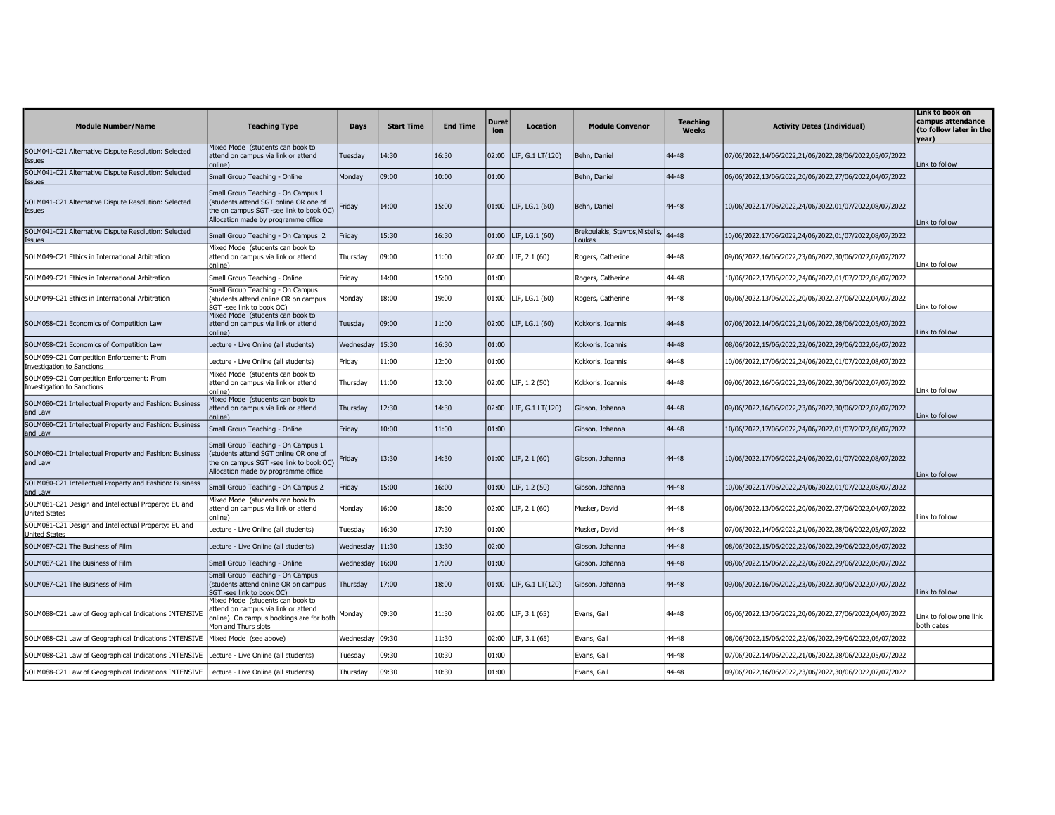| Module Number/Name | Teaching Type | Days | Start Time | End Time | Duration | Location | Module Convenor | Teaching Weeks | Activity Dates (Individual) | Link to book on campus attendance (to follow later in the year) |
|---|---|---|---|---|---|---|---|---|---|---|
| SOLM041-C21 Alternative Dispute Resolution: Selected Issues | Mixed Mode (students can book to attend on campus via link or attend online) | Tuesday | 14:30 | 16:30 | 02:00 | LIF, G.1 LT(120) | Behn, Daniel | 44-48 | 07/06/2022,14/06/2022,21/06/2022,28/06/2022,05/07/2022 | Link to follow |
| SOLM041-C21 Alternative Dispute Resolution: Selected Issues | Small Group Teaching - Online | Monday | 09:00 | 10:00 | 01:00 | | Behn, Daniel | 44-48 | 06/06/2022,13/06/2022,20/06/2022,27/06/2022,04/07/2022 | |
| SOLM041-C21 Alternative Dispute Resolution: Selected Issues | Small Group Teaching - On Campus 1 (students attend SGT online OR one of the on campus SGT -see link to book OC) Allocation made by programme office | Friday | 14:00 | 15:00 | 01:00 | LIF, LG.1 (60) | Behn, Daniel | 44-48 | 10/06/2022,17/06/2022,24/06/2022,01/07/2022,08/07/2022 | Link to follow |
| SOLM041-C21 Alternative Dispute Resolution: Selected Issues | Small Group Teaching - On Campus 2 | Friday | 15:30 | 16:30 | 01:00 | LIF, LG.1 (60) | Brekoulakis, Stavros,Mistelis, Loukas | 44-48 | 10/06/2022,17/06/2022,24/06/2022,01/07/2022,08/07/2022 | |
| SOLM049-C21 Ethics in International Arbitration | Mixed Mode (students can book to attend on campus via link or attend online) | Thursday | 09:00 | 11:00 | 02:00 | LIF, 2.1 (60) | Rogers, Catherine | 44-48 | 09/06/2022,16/06/2022,23/06/2022,30/06/2022,07/07/2022 | Link to follow |
| SOLM049-C21 Ethics in International Arbitration | Small Group Teaching - Online | Friday | 14:00 | 15:00 | 01:00 | | Rogers, Catherine | 44-48 | 10/06/2022,17/06/2022,24/06/2022,01/07/2022,08/07/2022 | |
| SOLM049-C21 Ethics in International Arbitration | Small Group Teaching - On Campus (students attend online OR on campus SGT -see link to book OC) | Monday | 18:00 | 19:00 | 01:00 | LIF, LG.1 (60) | Rogers, Catherine | 44-48 | 06/06/2022,13/06/2022,20/06/2022,27/06/2022,04/07/2022 | Link to follow |
| SOLM058-C21 Economics of Competition Law | Mixed Mode (students can book to attend on campus via link or attend online) | Tuesday | 09:00 | 11:00 | 02:00 | LIF, LG.1 (60) | Kokkoris, Ioannis | 44-48 | 07/06/2022,14/06/2022,21/06/2022,28/06/2022,05/07/2022 | Link to follow |
| SOLM058-C21 Economics of Competition Law | Lecture - Live Online (all students) | Wednesday | 15:30 | 16:30 | 01:00 | | Kokkoris, Ioannis | 44-48 | 08/06/2022,15/06/2022,22/06/2022,29/06/2022,06/07/2022 | |
| SOLM059-C21 Competition Enforcement: From Investigation to Sanctions | Lecture - Live Online (all students) | Friday | 11:00 | 12:00 | 01:00 | | Kokkoris, Ioannis | 44-48 | 10/06/2022,17/06/2022,24/06/2022,01/07/2022,08/07/2022 | |
| SOLM059-C21 Competition Enforcement: From Investigation to Sanctions | Mixed Mode (students can book to attend on campus via link or attend online) | Thursday | 11:00 | 13:00 | 02:00 | LIF, 1.2 (50) | Kokkoris, Ioannis | 44-48 | 09/06/2022,16/06/2022,23/06/2022,30/06/2022,07/07/2022 | Link to follow |
| SOLM080-C21 Intellectual Property and Fashion: Business and Law | Mixed Mode (students can book to attend on campus via link or attend online) | Thursday | 12:30 | 14:30 | 02:00 | LIF, G.1 LT(120) | Gibson, Johanna | 44-48 | 09/06/2022,16/06/2022,23/06/2022,30/06/2022,07/07/2022 | Link to follow |
| SOLM080-C21 Intellectual Property and Fashion: Business and Law | Small Group Teaching - Online | Friday | 10:00 | 11:00 | 01:00 | | Gibson, Johanna | 44-48 | 10/06/2022,17/06/2022,24/06/2022,01/07/2022,08/07/2022 | |
| SOLM080-C21 Intellectual Property and Fashion: Business and Law | Small Group Teaching - On Campus 1 (students attend SGT online OR one of the on campus SGT -see link to book OC) Allocation made by programme office | Friday | 13:30 | 14:30 | 01:00 | LIF, 2.1 (60) | Gibson, Johanna | 44-48 | 10/06/2022,17/06/2022,24/06/2022,01/07/2022,08/07/2022 | Link to follow |
| SOLM080-C21 Intellectual Property and Fashion: Business and Law | Small Group Teaching - On Campus 2 | Friday | 15:00 | 16:00 | 01:00 | LIF, 1.2 (50) | Gibson, Johanna | 44-48 | 10/06/2022,17/06/2022,24/06/2022,01/07/2022,08/07/2022 | |
| SOLM081-C21 Design and Intellectual Property: EU and United States | Mixed Mode (students can book to attend on campus via link or attend online) | Monday | 16:00 | 18:00 | 02:00 | LIF, 2.1 (60) | Musker, David | 44-48 | 06/06/2022,13/06/2022,20/06/2022,27/06/2022,04/07/2022 | Link to follow |
| SOLM081-C21 Design and Intellectual Property: EU and United States | Lecture - Live Online (all students) | Tuesday | 16:30 | 17:30 | 01:00 | | Musker, David | 44-48 | 07/06/2022,14/06/2022,21/06/2022,28/06/2022,05/07/2022 | |
| SOLM087-C21 The Business of Film | Lecture - Live Online (all students) | Wednesday | 11:30 | 13:30 | 02:00 | | Gibson, Johanna | 44-48 | 08/06/2022,15/06/2022,22/06/2022,29/06/2022,06/07/2022 | |
| SOLM087-C21 The Business of Film | Small Group Teaching - Online | Wednesday | 16:00 | 17:00 | 01:00 | | Gibson, Johanna | 44-48 | 08/06/2022,15/06/2022,22/06/2022,29/06/2022,06/07/2022 | |
| SOLM087-C21 The Business of Film | Small Group Teaching - On Campus (students attend online OR on campus SGT -see link to book OC) | Thursday | 17:00 | 18:00 | 01:00 | LIF, G.1 LT(120) | Gibson, Johanna | 44-48 | 09/06/2022,16/06/2022,23/06/2022,30/06/2022,07/07/2022 | Link to follow |
| SOLM088-C21 Law of Geographical Indications INTENSIVE | Mixed Mode (students can book to attend on campus via link or attend online) On campus bookings are for both Mon and Thurs slots | Monday | 09:30 | 11:30 | 02:00 | LIF, 3.1 (65) | Evans, Gail | 44-48 | 06/06/2022,13/06/2022,20/06/2022,27/06/2022,04/07/2022 | Link to follow one link both dates |
| SOLM088-C21 Law of Geographical Indications INTENSIVE | Mixed Mode (see above) | Wednesday | 09:30 | 11:30 | 02:00 | LIF, 3.1 (65) | Evans, Gail | 44-48 | 08/06/2022,15/06/2022,22/06/2022,29/06/2022,06/07/2022 | |
| SOLM088-C21 Law of Geographical Indications INTENSIVE | Lecture - Live Online (all students) | Tuesday | 09:30 | 10:30 | 01:00 | | Evans, Gail | 44-48 | 07/06/2022,14/06/2022,21/06/2022,28/06/2022,05/07/2022 | |
| SOLM088-C21 Law of Geographical Indications INTENSIVE | Lecture - Live Online (all students) | Thursday | 09:30 | 10:30 | 01:00 | | Evans, Gail | 44-48 | 09/06/2022,16/06/2022,23/06/2022,30/06/2022,07/07/2022 | |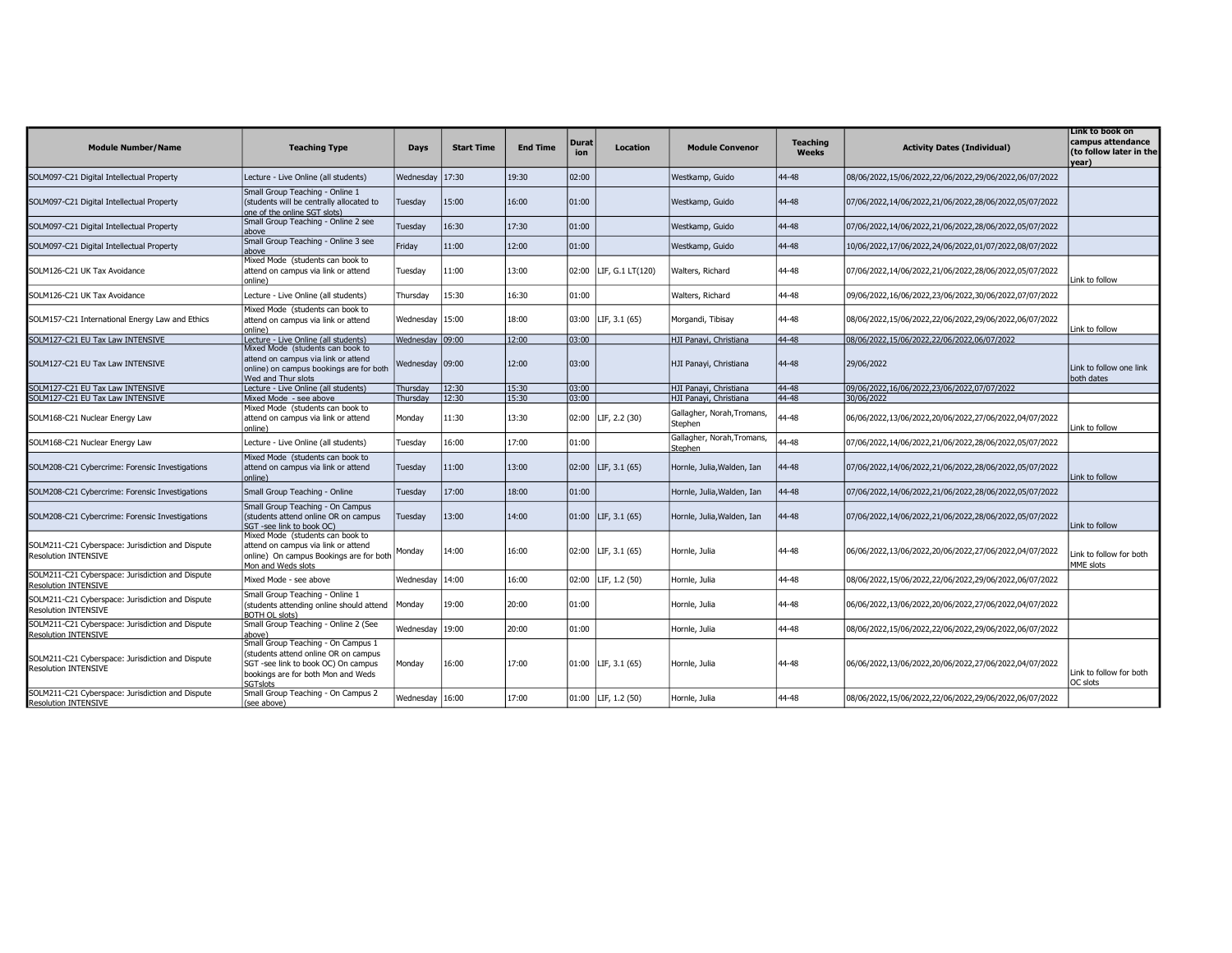| Module Number/Name | Teaching Type | Days | Start Time | End Time | Duration | Location | Module Convenor | Teaching Weeks | Activity Dates (Individual) | Link to book on campus attendance (to follow later in the year) |
|---|---|---|---|---|---|---|---|---|---|---|
| SOLM097-C21 Digital Intellectual Property | Lecture - Live Online (all students) | Wednesday | 17:30 | 19:30 | 02:00 | | Westkamp, Guido | 44-48 | 08/06/2022,15/06/2022,22/06/2022,29/06/2022,06/07/2022 | |
| SOLM097-C21 Digital Intellectual Property | Small Group Teaching - Online 1 (students will be centrally allocated to one of the online SGT slots) | Tuesday | 15:00 | 16:00 | 01:00 | | Westkamp, Guido | 44-48 | 07/06/2022,14/06/2022,21/06/2022,28/06/2022,05/07/2022 | |
| SOLM097-C21 Digital Intellectual Property | Small Group Teaching - Online 2 see above | Tuesday | 16:30 | 17:30 | 01:00 | | Westkamp, Guido | 44-48 | 07/06/2022,14/06/2022,21/06/2022,28/06/2022,05/07/2022 | |
| SOLM097-C21 Digital Intellectual Property | Small Group Teaching - Online 3 see above | Friday | 11:00 | 12:00 | 01:00 | | Westkamp, Guido | 44-48 | 10/06/2022,17/06/2022,24/06/2022,01/07/2022,08/07/2022 | |
| SOLM126-C21 UK Tax Avoidance | Mixed Mode (students can book to attend on campus via link or attend online) | Tuesday | 11:00 | 13:00 | 02:00 | LIF, G.1 LT(120) | Walters, Richard | 44-48 | 07/06/2022,14/06/2022,21/06/2022,28/06/2022,05/07/2022 | Link to follow |
| SOLM126-C21 UK Tax Avoidance | Lecture - Live Online (all students) | Thursday | 15:30 | 16:30 | 01:00 | | Walters, Richard | 44-48 | 09/06/2022,16/06/2022,23/06/2022,30/06/2022,07/07/2022 | |
| SOLM157-C21 International Energy Law and Ethics | Mixed Mode (students can book to attend on campus via link or attend online) | Wednesday | 15:00 | 18:00 | 03:00 | LIF, 3.1 (65) | Morgandi, Tibisay | 44-48 | 08/06/2022,15/06/2022,22/06/2022,29/06/2022,06/07/2022 | Link to follow |
| SOLM127-C21 EU Tax Law INTENSIVE | Lecture - Live Online (all students) | Wednesday | 09:00 | 12:00 | 03:00 | | HJI Panayi, Christiana | 44-48 | 08/06/2022,15/06/2022,22/06/2022,06/07/2022 | |
| SOLM127-C21 EU Tax Law INTENSIVE | Mixed Mode (students can book to attend on campus via link or attend online) on campus bookings are for both Wed and Thur slots | Wednesday | 09:00 | 12:00 | 03:00 | | HJI Panayi, Christiana | 44-48 | 29/06/2022 | Link to follow one link both dates |
| SOLM127-C21 EU Tax Law INTENSIVE | Lecture - Live Online (all students) | Thursday | 12:30 | 15:30 | 03:00 | | HJI Panayi, Christiana | 44-48 | 09/06/2022,16/06/2022,23/06/2022,07/07/2022 | |
| SOLM127-C21 EU Tax Law INTENSIVE | Mixed Mode - see above | Thursday | 12:30 | 15:30 | 03:00 | | HJI Panayi, Christiana | 44-48 | 30/06/2022 | |
| SOLM168-C21 Nuclear Energy Law | Mixed Mode (students can book to attend on campus via link or attend online) | Monday | 11:30 | 13:30 | 02:00 | LIF, 2.2 (30) | Gallagher, Norah,Tromans, Stephen | 44-48 | 06/06/2022,13/06/2022,20/06/2022,27/06/2022,04/07/2022 | Link to follow |
| SOLM168-C21 Nuclear Energy Law | Lecture - Live Online (all students) | Tuesday | 16:00 | 17:00 | 01:00 | | Gallagher, Norah,Tromans, Stephen | 44-48 | 07/06/2022,14/06/2022,21/06/2022,28/06/2022,05/07/2022 | |
| SOLM208-C21 Cybercrime: Forensic Investigations | Mixed Mode (students can book to attend on campus via link or attend online) | Tuesday | 11:00 | 13:00 | 02:00 | LIF, 3.1 (65) | Hornle, Julia,Walden, Ian | 44-48 | 07/06/2022,14/06/2022,21/06/2022,28/06/2022,05/07/2022 | Link to follow |
| SOLM208-C21 Cybercrime: Forensic Investigations | Small Group Teaching - Online | Tuesday | 17:00 | 18:00 | 01:00 | | Hornle, Julia,Walden, Ian | 44-48 | 07/06/2022,14/06/2022,21/06/2022,28/06/2022,05/07/2022 | |
| SOLM208-C21 Cybercrime: Forensic Investigations | Small Group Teaching - On Campus (students attend online OR on campus SGT -see link to book OC) | Tuesday | 13:00 | 14:00 | 01:00 | LIF, 3.1 (65) | Hornle, Julia,Walden, Ian | 44-48 | 07/06/2022,14/06/2022,21/06/2022,28/06/2022,05/07/2022 | Link to follow |
| SOLM211-C21 Cyberspace: Jurisdiction and Dispute Resolution INTENSIVE | Mixed Mode (students can book to attend on campus via link or attend online) On campus Bookings are for both Mon and Weds slots | Monday | 14:00 | 16:00 | 02:00 | LIF, 3.1 (65) | Hornle, Julia | 44-48 | 06/06/2022,13/06/2022,20/06/2022,27/06/2022,04/07/2022 | Link to follow for both MME slots |
| SOLM211-C21 Cyberspace: Jurisdiction and Dispute Resolution INTENSIVE | Mixed Mode - see above | Wednesday | 14:00 | 16:00 | 02:00 | LIF, 1.2 (50) | Hornle, Julia | 44-48 | 08/06/2022,15/06/2022,22/06/2022,29/06/2022,06/07/2022 | |
| SOLM211-C21 Cyberspace: Jurisdiction and Dispute Resolution INTENSIVE | Small Group Teaching - Online 1 (students attending online should attend BOTH OL slots) | Monday | 19:00 | 20:00 | 01:00 | | Hornle, Julia | 44-48 | 06/06/2022,13/06/2022,20/06/2022,27/06/2022,04/07/2022 | |
| SOLM211-C21 Cyberspace: Jurisdiction and Dispute Resolution INTENSIVE | Small Group Teaching - Online 2 (See above) | Wednesday | 19:00 | 20:00 | 01:00 | | Hornle, Julia | 44-48 | 08/06/2022,15/06/2022,22/06/2022,29/06/2022,06/07/2022 | |
| SOLM211-C21 Cyberspace: Jurisdiction and Dispute Resolution INTENSIVE | Small Group Teaching - On Campus 1 (students attend online OR on campus SGT -see link to book OC) On campus bookings are for both Mon and Weds SGTslots | Monday | 16:00 | 17:00 | 01:00 | LIF, 3.1 (65) | Hornle, Julia | 44-48 | 06/06/2022,13/06/2022,20/06/2022,27/06/2022,04/07/2022 | Link to follow for both OC slots |
| SOLM211-C21 Cyberspace: Jurisdiction and Dispute Resolution INTENSIVE | Small Group Teaching - On Campus 2 (see above) | Wednesday | 16:00 | 17:00 | 01:00 | LIF, 1.2 (50) | Hornle, Julia | 44-48 | 08/06/2022,15/06/2022,22/06/2022,29/06/2022,06/07/2022 | |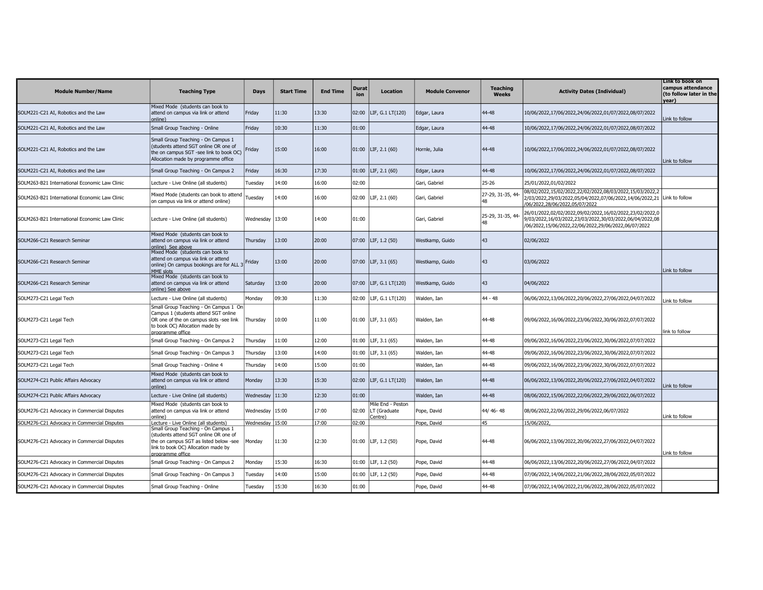| Module Number/Name | Teaching Type | Days | Start Time | End Time | Duration | Location | Module Convenor | Teaching Weeks | Activity Dates (Individual) | Link to book on campus attendance (to follow later in the year) |
|---|---|---|---|---|---|---|---|---|---|---|
| SOLM221-C21 AI, Robotics and the Law | Mixed Mode (students can book to attend on campus via link or attend online) | Friday | 11:30 | 13:30 | 02:00 | LIF, G.1 LT(120) | Edgar, Laura | 44-48 | 10/06/2022,17/06/2022,24/06/2022,01/07/2022,08/07/2022 | Link to follow |
| SOLM221-C21 AI, Robotics and the Law | Small Group Teaching - Online | Friday | 10:30 | 11:30 | 01:00 | | Edgar, Laura | 44-48 | 10/06/2022,17/06/2022,24/06/2022,01/07/2022,08/07/2022 | |
| SOLM221-C21 AI, Robotics and the Law | Small Group Teaching - On Campus 1 (students attend SGT online OR one of the on campus SGT -see link to book OC) Allocation made by programme office | Friday | 15:00 | 16:00 | 01:00 | LIF, 2.1 (60) | Hornle, Julia | 44-48 | 10/06/2022,17/06/2022,24/06/2022,01/07/2022,08/07/2022 | Link to follow |
| SOLM221-C21 AI, Robotics and the Law | Small Group Teaching - On Campus 2 | Friday | 16:30 | 17:30 | 01:00 | LIF, 2.1 (60) | Edgar, Laura | 44-48 | 10/06/2022,17/06/2022,24/06/2022,01/07/2022,08/07/2022 | |
| SOLM263-B21 International Economic Law Clinic | Lecture - Live Online (all students) | Tuesday | 14:00 | 16:00 | 02:00 | | Gari, Gabriel | 25-26 | 25/01/2022,01/02/2022 | |
| SOLM263-B21 International Economic Law Clinic | Mixed Mode (students can book to attend on campus via link or attend online) | Tuesday | 14:00 | 16:00 | 02:00 | LIF, 2.1 (60) | Gari, Gabriel | 27-29, 31-35, 44-48 | 08/02/2022,15/02/2022,22/02/2022,08/03/2022,15/03/2022,22/03/2022,29/03/2022,05/04/2022,07/06/2022,14/06/2022,21/06/2022,28/06/2022,05/07/2022 | Link to follow |
| SOLM263-B21 International Economic Law Clinic | Lecture - Live Online (all students) | Wednesday | 13:00 | 14:00 | 01:00 | | Gari, Gabriel | 25-29, 31-35, 44-48 | 26/01/2022,02/02/2022,09/02/2022,16/02/2022,23/02/2022,09/03/2022,16/03/2022,23/03/2022,30/03/2022,06/04/2022,08/06/2022,15/06/2022,22/06/2022,29/06/2022,06/07/2022 | |
| SOLM266-C21 Research Seminar | Mixed Mode (students can book to attend on campus via link or attend online) See above | Thursday | 13:00 | 20:00 | 07:00 | LIF, 1.2 (50) | Westkamp, Guido | 43 | 02/06/2022 | |
| SOLM266-C21 Research Seminar | Mixed Mode (students can book to attend on campus via link or attend online) On campus bookings are for ALL 3 MME slots | Friday | 13:00 | 20:00 | 07:00 | LIF, 3.1 (65) | Westkamp, Guido | 43 | 03/06/2022 | Link to follow |
| SOLM266-C21 Research Seminar | Mixed Mode (students can book to attend on campus via link or attend online) See above | Saturday | 13:00 | 20:00 | 07:00 | LIF, G.1 LT(120) | Westkamp, Guido | 43 | 04/06/2022 | |
| SOLM273-C21 Legal Tech | Lecture - Live Online (all students) | Monday | 09:30 | 11:30 | 02:00 | LIF, G.1 LT(120) | Walden, Ian | 44 - 48 | 06/06/2022,13/06/2022,20/06/2022,27/06/2022,04/07/2022 | Link to follow |
| SOLM273-C21 Legal Tech | Small Group Teaching - On Campus 1 On Campus 1 (students attend SGT online OR one of the on campus slots -see link to book OC) Allocation made by programme office | Thursday | 10:00 | 11:00 | 01:00 | LIF, 3.1 (65) | Walden, Ian | 44-48 | 09/06/2022,16/06/2022,23/06/2022,30/06/2022,07/07/2022 | link to follow |
| SOLM273-C21 Legal Tech | Small Group Teaching - On Campus 2 | Thursday | 11:00 | 12:00 | 01:00 | LIF, 3.1 (65) | Walden, Ian | 44-48 | 09/06/2022,16/06/2022,23/06/2022,30/06/2022,07/07/2022 | |
| SOLM273-C21 Legal Tech | Small Group Teaching - On Campus 3 | Thursday | 13:00 | 14:00 | 01:00 | LIF, 3.1 (65) | Walden, Ian | 44-48 | 09/06/2022,16/06/2022,23/06/2022,30/06/2022,07/07/2022 | |
| SOLM273-C21 Legal Tech | Small Group Teaching - Online 4 | Thursday | 14:00 | 15:00 | 01:00 | | Walden, Ian | 44-48 | 09/06/2022,16/06/2022,23/06/2022,30/06/2022,07/07/2022 | |
| SOLM274-C21 Public Affairs Advocacy | Mixed Mode (students can book to attend on campus via link or attend online) | Monday | 13:30 | 15:30 | 02:00 | LIF, G.1 LT(120) | Walden, Ian | 44-48 | 06/06/2022,13/06/2022,20/06/2022,27/06/2022,04/07/2022 | Link to follow |
| SOLM274-C21 Public Affairs Advocacy | Lecture - Live Online (all students) | Wednesday | 11:30 | 12:30 | 01:00 | | Walden, Ian | 44-48 | 08/06/2022,15/06/2022,22/06/2022,29/06/2022,06/07/2022 | |
| SOLM276-C21 Advocacy in Commercial Disputes | Mixed Mode (students can book to attend on campus via link or attend online) | Wednesday | 15:00 | 17:00 | 02:00 | Mile End - Peston LT (Graduate Centre) | Pope, David | 44/ 46- 48 | 08/06/2022,22/06/2022,29/06/2022,06/07/2022 | Link to follow |
| SOLM276-C21 Advocacy in Commercial Disputes | Lecture - Live Online (all students) | Wednesday | 15:00 | 17:00 | 02:00 | | Pope, David | 45 | 15/06/2022, | |
| SOLM276-C21 Advocacy in Commercial Disputes | Small Group Teaching - On Campus 1 (students attend SGT online OR one of the on campus SGT as listed below -see link to book OC) Allocation made by programme office | Monday | 11:30 | 12:30 | 01:00 | LIF, 1.2 (50) | Pope, David | 44-48 | 06/06/2022,13/06/2022,20/06/2022,27/06/2022,04/07/2022 | Link to follow |
| SOLM276-C21 Advocacy in Commercial Disputes | Small Group Teaching - On Campus 2 | Monday | 15:30 | 16:30 | 01:00 | LIF, 1.2 (50) | Pope, David | 44-48 | 06/06/2022,13/06/2022,20/06/2022,27/06/2022,04/07/2022 | |
| SOLM276-C21 Advocacy in Commercial Disputes | Small Group Teaching - On Campus 3 | Tuesday | 14:00 | 15:00 | 01:00 | LIF, 1.2 (50) | Pope, David | 44-48 | 07/06/2022,14/06/2022,21/06/2022,28/06/2022,05/07/2022 | |
| SOLM276-C21 Advocacy in Commercial Disputes | Small Group Teaching - Online | Tuesday | 15:30 | 16:30 | 01:00 | | Pope, David | 44-48 | 07/06/2022,14/06/2022,21/06/2022,28/06/2022,05/07/2022 | |